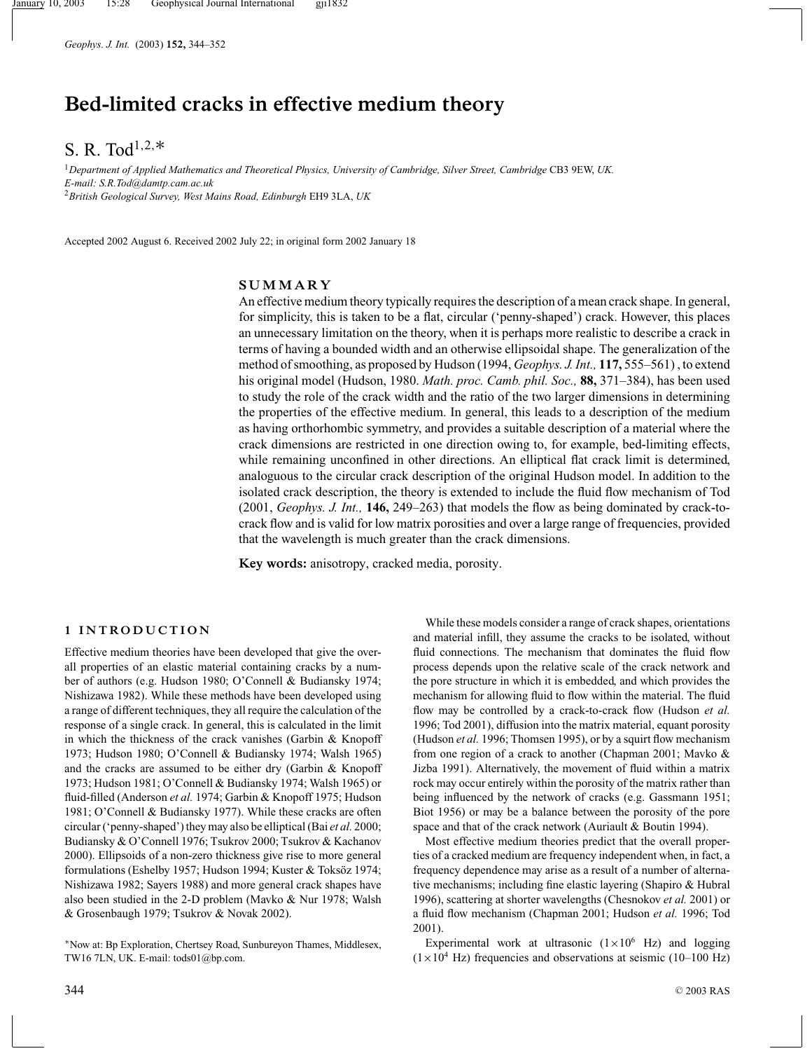# Bed-limited cracks in effective medium theory

S. R. Tod[1,2,*]

[1]*Department of Applied Mathematics and Theoretical Physics, University of Cambridge, Silver Street, Cambridge* CB3 9EW, *UK.*
*E-mail: S.R.Tod@damtp.cam.ac.uk*
[2]*British Geological Survey, West Mains Road, Edinburgh* EH9 3LA, *UK*

Accepted 2002 August 6. Received 2002 July 22; in original form 2002 January 18

## SUMMARY

An effective medium theory typically requires the description of a mean crack shape. In general, for simplicity, this is taken to be a flat, circular ('penny-shaped') crack. However, this places an unnecessary limitation on the theory, when it is perhaps more realistic to describe a crack in terms of having a bounded width and an otherwise ellipsoidal shape. The generalization of the method of smoothing, as proposed by Hudson (1994, *Geophys. J. Int.,* **117,** 555–561) , to extend his original model (Hudson, 1980. *Math. proc. Camb. phil. Soc.,* **88,** 371–384), has been used to study the role of the crack width and the ratio of the two larger dimensions in determining the properties of the effective medium. In general, this leads to a description of the medium as having orthorhombic symmetry, and provides a suitable description of a material where the crack dimensions are restricted in one direction owing to, for example, bed-limiting effects, while remaining unconfined in other directions. An elliptical flat crack limit is determined, analoguous to the circular crack description of the original Hudson model. In addition to the isolated crack description, the theory is extended to include the fluid flow mechanism of Tod (2001, *Geophys. J. Int.,* **146,** 249–263) that models the flow as being dominated by crack-to-crack flow and is valid for low matrix porosities and over a large range of frequencies, provided that the wavelength is much greater than the crack dimensions.

**Key words:** anisotropy, cracked media, porosity.

## 1 INTRODUCTION

Effective medium theories have been developed that give the overall properties of an elastic material containing cracks by a number of authors (e.g. Hudson 1980; O'Connell & Budiansky 1974; Nishizawa 1982). While these methods have been developed using a range of different techniques, they all require the calculation of the response of a single crack. In general, this is calculated in the limit in which the thickness of the crack vanishes (Garbin & Knopoff 1973; Hudson 1980; O'Connell & Budiansky 1974; Walsh 1965) and the cracks are assumed to be either dry (Garbin & Knopoff 1973; Hudson 1981; O'Connell & Budiansky 1974; Walsh 1965) or fluid-filled (Anderson *et al.* 1974; Garbin & Knopoff 1975; Hudson 1981; O'Connell & Budiansky 1977). While these cracks are often circular ('penny-shaped') they may also be elliptical (Bai *et al.* 2000; Budiansky & O'Connell 1976; Tsukrov 2000; Tsukrov & Kachanov 2000). Ellipsoids of a non-zero thickness give rise to more general formulations (Eshelby 1957; Hudson 1994; Kuster & Toksöz 1974; Nishizawa 1982; Sayers 1988) and more general crack shapes have also been studied in the 2-D problem (Mavko & Nur 1978; Walsh & Grosenbaugh 1979; Tsukrov & Novak 2002).

While these models consider a range of crack shapes, orientations and material infill, they assume the cracks to be isolated, without fluid connections. The mechanism that dominates the fluid flow process depends upon the relative scale of the crack network and the pore structure in which it is embedded, and which provides the mechanism for allowing fluid to flow within the material. The fluid flow may be controlled by a crack-to-crack flow (Hudson *et al.* 1996; Tod 2001), diffusion into the matrix material, equant porosity (Hudson *et al.* 1996; Thomsen 1995), or by a squirt flow mechanism from one region of a crack to another (Chapman 2001; Mavko & Jizba 1991). Alternatively, the movement of fluid within a matrix rock may occur entirely within the porosity of the matrix rather than being influenced by the network of cracks (e.g. Gassmann 1951; Biot 1956) or may be a balance between the porosity of the pore space and that of the crack network (Auriault & Boutin 1994).

Most effective medium theories predict that the overall properties of a cracked medium are frequency independent when, in fact, a frequency dependence may arise as a result of a number of alternative mechanisms; including fine elastic layering (Shapiro & Hubral 1996), scattering at shorter wavelengths (Chesnokov *et al.* 2001) or a fluid flow mechanism (Chapman 2001; Hudson *et al.* 1996; Tod 2001).

Experimental work at ultrasonic ($1\times10^6$ Hz) and logging ($1\times10^4$ Hz) frequencies and observations at seismic (10–100 Hz)

*Now at: Bp Exploration, Chertsey Road, Sunbureyon Thames, Middlesex, TW16 7LN, UK. E-mail: tods01@bp.com.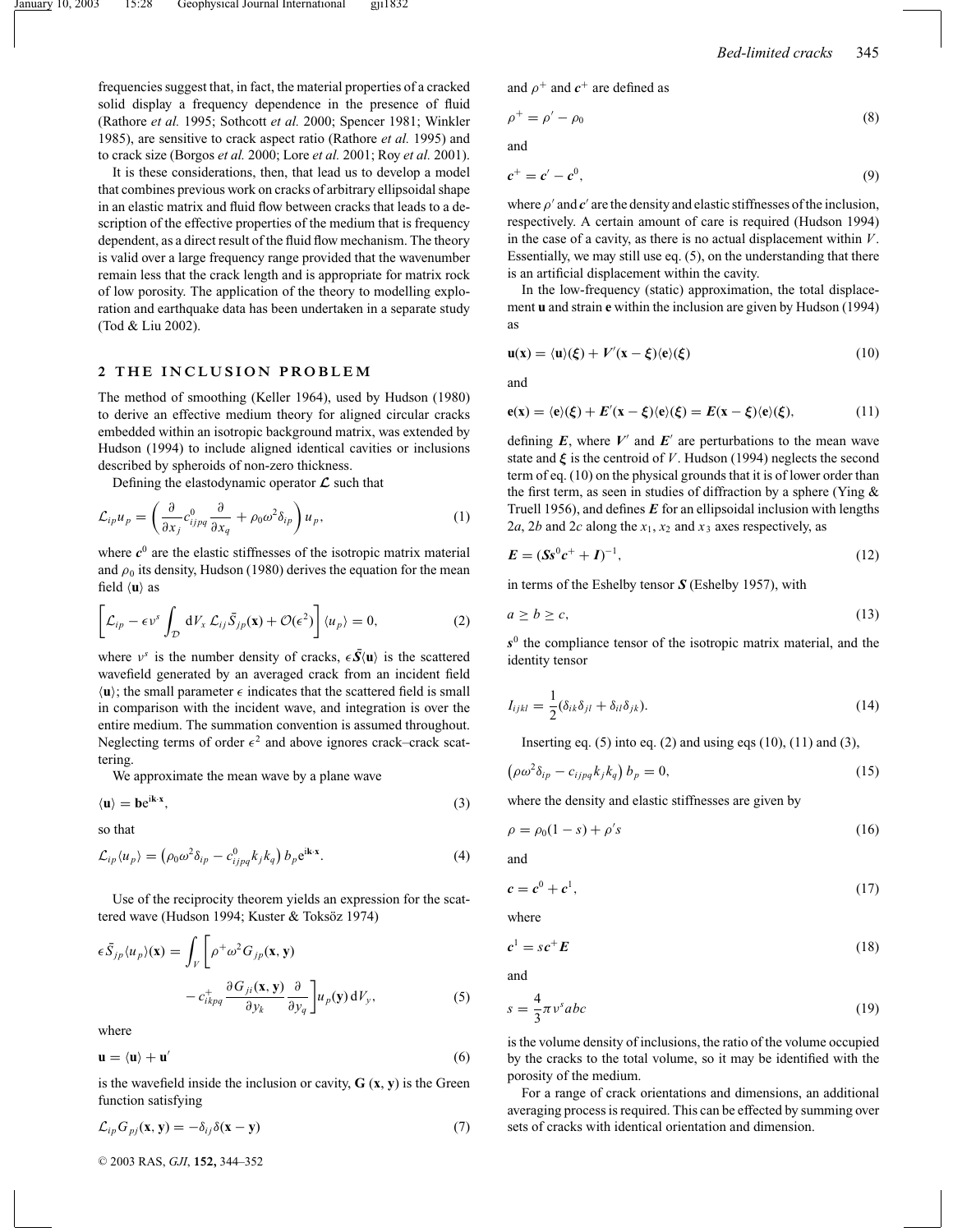frequencies suggest that, in fact, the material properties of a cracked solid display a frequency dependence in the presence of fluid (Rathore *et al.* 1995; Sothcott *et al.* 2000; Spencer 1981; Winkler 1985), are sensitive to crack aspect ratio (Rathore *et al.* 1995) and to crack size (Borgos *et al.* 2000; Lore *et al.* 2001; Roy *et al.* 2001).

It is these considerations, then, that lead us to develop a model that combines previous work on cracks of arbitrary ellipsoidal shape in an elastic matrix and fluid flow between cracks that leads to a description of the effective properties of the medium that is frequency dependent, as a direct result of the fluid flow mechanism. The theory is valid over a large frequency range provided that the wavenumber remain less that the crack length and is appropriate for matrix rock of low porosity. The application of the theory to modelling exploration and earthquake data has been undertaken in a separate study (Tod & Liu 2002).

## 2 THE INCLUSION PROBLEM

The method of smoothing (Keller 1964), used by Hudson (1980) to derive an effective medium theory for aligned circular cracks embedded within an isotropic background matrix, was extended by Hudson (1994) to include aligned identical cavities or inclusions described by spheroids of non-zero thickness.

Defining the elastodynamic operator $\boldsymbol{\mathcal{L}}$ such that

$$\mathcal{L}_{ip} u_p = \left( \frac{\partial}{\partial x_j} c^0_{ijpq} \frac{\partial}{\partial x_q} + \rho_0 \omega^2 \delta_{ip} \right) u_p, \tag{1}$$

where $\boldsymbol{c}^0$ are the elastic stiffnesses of the isotropic matrix material and $\rho_0$ its density, Hudson (1980) derives the equation for the mean field $\langle \mathbf{u} \rangle$ as

$$\left[ \mathcal{L}_{ip} - \epsilon \nu^s \int_{\mathcal{D}} \mathrm{d}V_x \, \mathcal{L}_{ij} \bar{S}_{jp}(\mathbf{x}) + \mathcal{O}(\epsilon^2) \right] \langle u_p \rangle = 0, \tag{2}$$

where $\nu^s$ is the number density of cracks, $\epsilon \bar{\boldsymbol{S}} \langle \mathbf{u} \rangle$ is the scattered wavefield generated by an averaged crack from an incident field $\langle \mathbf{u} \rangle$; the small parameter $\epsilon$ indicates that the scattered field is small in comparison with the incident wave, and integration is over the entire medium. The summation convention is assumed throughout. Neglecting terms of order $\epsilon^2$ and above ignores crack–crack scattering.

We approximate the mean wave by a plane wave

$$\langle \mathbf{u} \rangle = \mathbf{b} \mathrm{e}^{\mathrm{i}\mathbf{k}\cdot\mathbf{x}}, \tag{3}$$

so that

$$\mathcal{L}_{ip} \langle u_p \rangle = \left( \rho_0 \omega^2 \delta_{ip} - c^0_{ijpq} k_j k_q \right) b_p \mathrm{e}^{\mathrm{i}\mathbf{k}\cdot\mathbf{x}}. \tag{4}$$

Use of the reciprocity theorem yields an expression for the scattered wave (Hudson 1994; Kuster & Toksöz 1974)

$$\epsilon \bar{S}_{jp} \langle u_p \rangle (\mathbf{x}) = \int_V \left[ \rho^+ \omega^2 G_{jp}(\mathbf{x}, \mathbf{y}) - c^+_{ikpq} \frac{\partial G_{ji}(\mathbf{x}, \mathbf{y})}{\partial y_k} \frac{\partial}{\partial y_q} \right] u_p(\mathbf{y}) \, \mathrm{d}V_y, \tag{5}$$

where

$$\mathbf{u} = \langle \mathbf{u} \rangle + \mathbf{u}' \tag{6}$$

is the wavefield inside the inclusion or cavity, $\mathbf{G}(\mathbf{x}, \mathbf{y})$ is the Green function satisfying

$$\mathcal{L}_{ip} G_{pj}(\mathbf{x}, \mathbf{y}) = -\delta_{ij} \delta(\mathbf{x} - \mathbf{y}) \tag{7}$$

and $\rho^+$ and $\boldsymbol{c}^+$ are defined as

$$\rho^+ = \rho' - \rho_0 \tag{8}$$

and

$$\boldsymbol{c}^+ = \boldsymbol{c}' - \boldsymbol{c}^0, \tag{9}$$

where $\rho'$ and $\boldsymbol{c}'$ are the density and elastic stiffnesses of the inclusion, respectively. A certain amount of care is required (Hudson 1994) in the case of a cavity, as there is no actual displacement within $V$. Essentially, we may still use eq. (5), on the understanding that there is an artificial displacement within the cavity.

In the low-frequency (static) approximation, the total displacement $\mathbf{u}$ and strain $\mathbf{e}$ within the inclusion are given by Hudson (1994) as

$$\mathbf{u}(\mathbf{x}) = \langle \mathbf{u} \rangle (\boldsymbol{\xi}) + \boldsymbol{V}'(\mathbf{x} - \boldsymbol{\xi}) \langle \mathbf{e} \rangle (\boldsymbol{\xi}) \tag{10}$$

and

$$\mathbf{e}(\mathbf{x}) = \langle \mathbf{e} \rangle (\boldsymbol{\xi}) + \boldsymbol{E}'(\mathbf{x} - \boldsymbol{\xi}) \langle \mathbf{e} \rangle (\boldsymbol{\xi}) = \boldsymbol{E}(\mathbf{x} - \boldsymbol{\xi}) \langle \mathbf{e} \rangle (\boldsymbol{\xi}), \tag{11}$$

defining $\boldsymbol{E}$, where $\boldsymbol{V}'$ and $\boldsymbol{E}'$ are perturbations to the mean wave state and $\boldsymbol{\xi}$ is the centroid of $V$. Hudson (1994) neglects the second term of eq. (10) on the physical grounds that it is of lower order than the first term, as seen in studies of diffraction by a sphere (Ying & Truell 1956), and defines $\boldsymbol{E}$ for an ellipsoidal inclusion with lengths $2a$, $2b$ and $2c$ along the $x_1$, $x_2$ and $x_3$ axes respectively, as

$$\boldsymbol{E} = (\boldsymbol{S} \boldsymbol{s}^0 \boldsymbol{c}^+ + \boldsymbol{I})^{-1}, \tag{12}$$

in terms of the Eshelby tensor $\boldsymbol{S}$ (Eshelby 1957), with

$$a \geq b \geq c, \tag{13}$$

$\boldsymbol{s}^0$ the compliance tensor of the isotropic matrix material, and the identity tensor

$$I_{ijkl} = \frac{1}{2} (\delta_{ik} \delta_{jl} + \delta_{il} \delta_{jk}). \tag{14}$$

Inserting eq. (5) into eq. (2) and using eqs (10), (11) and (3),

$$\left( \rho \omega^2 \delta_{ip} - c_{ijpq} k_j k_q \right) b_p = 0, \tag{15}$$

where the density and elastic stiffnesses are given by

$$\rho = \rho_0 (1 - s) + \rho' s \tag{16}$$

and

$$\boldsymbol{c} = \boldsymbol{c}^0 + \boldsymbol{c}^1, \tag{17}$$

where

$$\boldsymbol{c}^1 = s \boldsymbol{c}^+ \boldsymbol{E} \tag{18}$$

and

$$s = \frac{4}{3} \pi \nu^s abc \tag{19}$$

is the volume density of inclusions, the ratio of the volume occupied by the cracks to the total volume, so it may be identified with the porosity of the medium.

For a range of crack orientations and dimensions, an additional averaging process is required. This can be effected by summing over sets of cracks with identical orientation and dimension.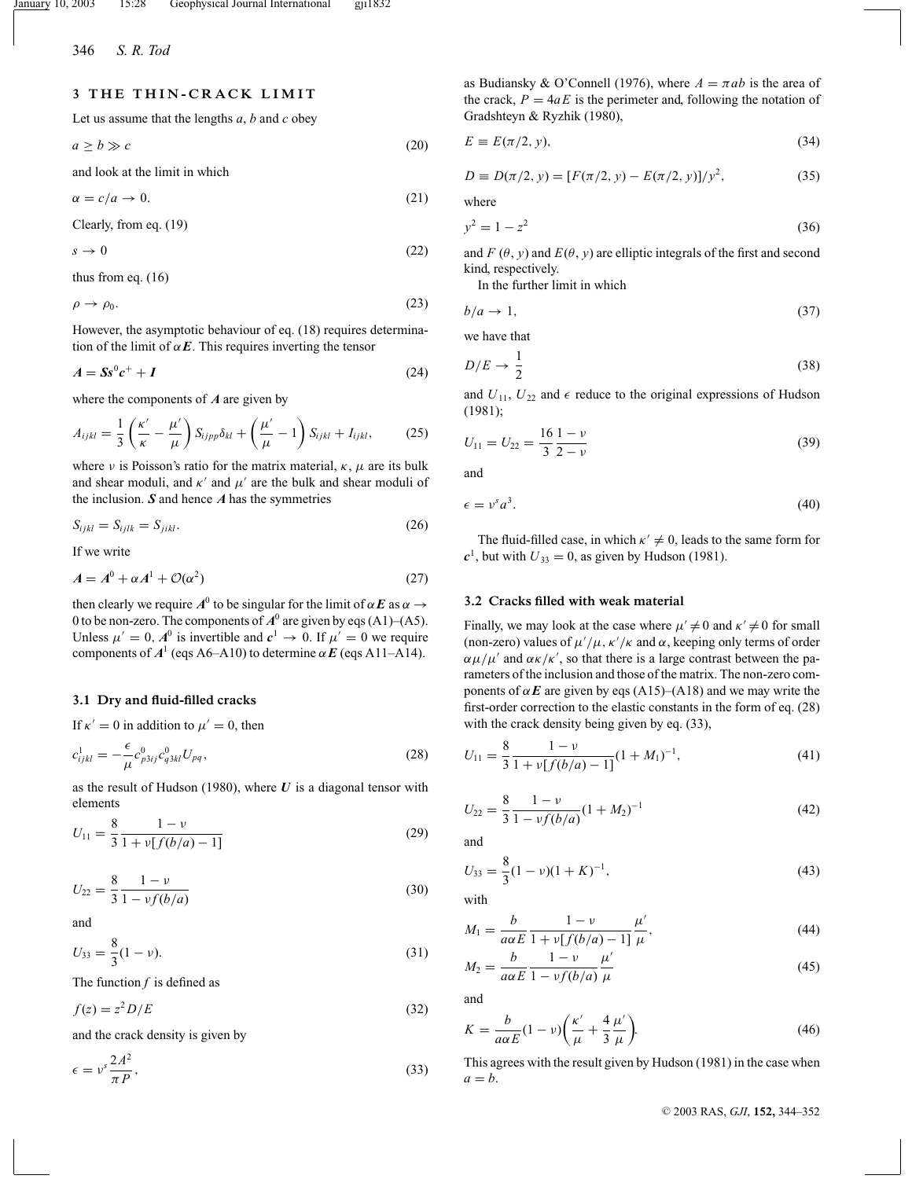## 3 THE THIN-CRACK LIMIT

Let us assume that the lengths $a$, $b$ and $c$ obey

$$a \geq b \gg c \tag{20}$$

and look at the limit in which

$$\alpha = c/a \to 0. \tag{21}$$

Clearly, from eq. (19)

$$s \to 0 \tag{22}$$

thus from eq. (16)

$$\rho \to \rho_0. \tag{23}$$

However, the asymptotic behaviour of eq. (18) requires determination of the limit of $\alpha \boldsymbol{E}$. This requires inverting the tensor

$$\boldsymbol{A} = \boldsymbol{S} \boldsymbol{s}^0 \boldsymbol{c}^+ + \boldsymbol{I} \tag{24}$$

where the components of $\boldsymbol{A}$ are given by

$$A_{ijkl} = \frac{1}{3}\left(\frac{\kappa'}{\kappa} - \frac{\mu'}{\mu}\right) S_{ijpp}\delta_{kl} + \left(\frac{\mu'}{\mu} - 1\right) S_{ijkl} + I_{ijkl}, \tag{25}$$

where $\nu$ is Poisson's ratio for the matrix material, $\kappa$, $\mu$ are its bulk and shear moduli, and $\kappa'$ and $\mu'$ are the bulk and shear moduli of the inclusion. $\boldsymbol{S}$ and hence $\boldsymbol{A}$ has the symmetries

$$S_{ijkl} = S_{ijlk} = S_{jikl}. \tag{26}$$

If we write

$$\boldsymbol{A} = \boldsymbol{A}^0 + \alpha \boldsymbol{A}^1 + \mathcal{O}(\alpha^2) \tag{27}$$

then clearly we require $\boldsymbol{A}^0$ to be singular for the limit of $\alpha \boldsymbol{E}$ as $\alpha \to 0$ to be non-zero. The components of $\boldsymbol{A}^0$ are given by eqs (A1)–(A5). Unless $\mu' = 0$, $\boldsymbol{A}^0$ is invertible and $\boldsymbol{c}^1 \to 0$. If $\mu' = 0$ we require components of $\boldsymbol{A}^1$ (eqs A6–A10) to determine $\alpha \boldsymbol{E}$ (eqs A11–A14).

### 3.1 Dry and fluid-filled cracks

If $\kappa' = 0$ in addition to $\mu' = 0$, then

$$c^1_{ijkl} = -\frac{\epsilon}{\mu} c^0_{p3ij} c^0_{q3kl} U_{pq}, \tag{28}$$

as the result of Hudson (1980), where $\boldsymbol{U}$ is a diagonal tensor with elements

$$U_{11} = \frac{8}{3}\frac{1-\nu}{1+\nu[f(b/a)-1]} \tag{29}$$

$$U_{22} = \frac{8}{3}\frac{1-\nu}{1-\nu f(b/a)} \tag{30}$$

and

$$U_{33} = \frac{8}{3}(1-\nu). \tag{31}$$

The function $f$ is defined as

$$f(z) = z^2 D/E \tag{32}$$

and the crack density is given by

$$\epsilon = \nu^s \frac{2A^2}{\pi P}, \tag{33}$$

as Budiansky & O'Connell (1976), where $A = \pi ab$ is the area of the crack, $P = 4aE$ is the perimeter and, following the notation of Gradshteyn & Ryzhik (1980),

$$E \equiv E(\pi/2, y), \tag{34}$$

$$D \equiv D(\pi/2, y) = [F(\pi/2, y) - E(\pi/2, y)]/y^2, \tag{35}$$

where

$$y^2 = 1 - z^2 \tag{36}$$

and $F(\theta, y)$ and $E(\theta, y)$ are elliptic integrals of the first and second kind, respectively.

In the further limit in which

$$b/a \to 1, \tag{37}$$

we have that

$$D/E \to \frac{1}{2} \tag{38}$$

and $U_{11}$, $U_{22}$ and $\epsilon$ reduce to the original expressions of Hudson (1981);

$$U_{11} = U_{22} = \frac{16}{3}\frac{1-\nu}{2-\nu} \tag{39}$$

and

$$\epsilon = \nu^s a^3. \tag{40}$$

The fluid-filled case, in which $\kappa' \neq 0$, leads to the same form for $\boldsymbol{c}^1$, but with $U_{33} = 0$, as given by Hudson (1981).

### 3.2 Cracks filled with weak material

Finally, we may look at the case where $\mu' \neq 0$ and $\kappa' \neq 0$ for small (non-zero) values of $\mu'/\mu$, $\kappa'/\kappa$ and $\alpha$, keeping only terms of order $\alpha\mu/\mu'$ and $\alpha\kappa/\kappa'$, so that there is a large contrast between the parameters of the inclusion and those of the matrix. The non-zero components of $\alpha \boldsymbol{E}$ are given by eqs (A15)–(A18) and we may write the first-order correction to the elastic constants in the form of eq. (28) with the crack density being given by eq. (33),

$$U_{11} = \frac{8}{3}\frac{1-\nu}{1+\nu[f(b/a)-1]}(1+M_1)^{-1}, \tag{41}$$

$$U_{22} = \frac{8}{3}\frac{1-\nu}{1-\nu f(b/a)}(1+M_2)^{-1} \tag{42}$$

and

$$U_{33} = \frac{8}{3}(1-\nu)(1+K)^{-1}, \tag{43}$$

with

$$M_1 = \frac{b}{a\alpha E}\frac{1-\nu}{1+\nu[f(b/a)-1]}\frac{\mu'}{\mu}, \tag{44}$$

$$M_2 = \frac{b}{a\alpha E}\frac{1-\nu}{1-\nu f(b/a)}\frac{\mu'}{\mu} \tag{45}$$

and

$$K = \frac{b}{a\alpha E}(1-\nu)\left(\frac{\kappa'}{\mu} + \frac{4}{3}\frac{\mu'}{\mu}\right). \tag{46}$$

This agrees with the result given by Hudson (1981) in the case when $a = b$.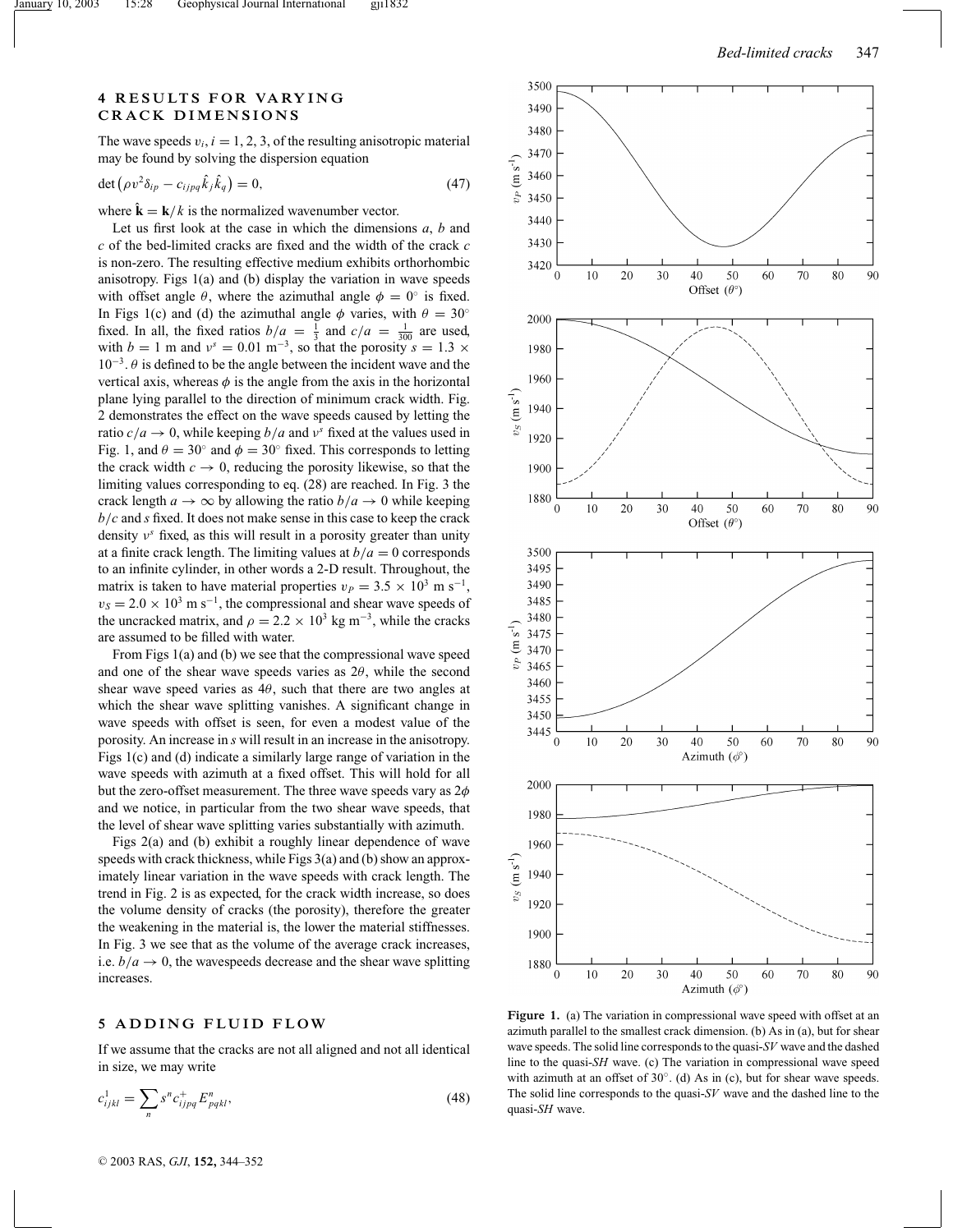## 4 RESULTS FOR VARYING CRACK DIMENSIONS

The wave speeds $v_i$, $i = 1, 2, 3$, of the resulting anisotropic material may be found by solving the dispersion equation

$$\det\left(\rho v^2 \delta_{ip} - c_{ijpq} \hat{k}_j \hat{k}_q\right) = 0, \tag{47}$$

where $\hat{\mathbf{k}} = \mathbf{k}/k$ is the normalized wavenumber vector.

Let us first look at the case in which the dimensions $a$, $b$ and $c$ of the bed-limited cracks are fixed and the width of the crack $c$ is non-zero. The resulting effective medium exhibits orthorhombic anisotropy. Figs 1(a) and (b) display the variation in wave speeds with offset angle $\theta$, where the azimuthal angle $\phi = 0°$ is fixed. In Figs 1(c) and (d) the azimuthal angle $\phi$ varies, with $\theta = 30°$ fixed. In all, the fixed ratios $b/a = \frac{1}{3}$ and $c/a = \frac{1}{300}$ are used, with $b = 1$ m and $\nu^s = 0.01$ m$^{-3}$, so that the porosity $s = 1.3 \times 10^{-3}$. $\theta$ is defined to be the angle between the incident wave and the vertical axis, whereas $\phi$ is the angle from the axis in the horizontal plane lying parallel to the direction of minimum crack width. Fig. 2 demonstrates the effect on the wave speeds caused by letting the ratio $c/a \to 0$, while keeping $b/a$ and $\nu^s$ fixed at the values used in Fig. 1, and $\theta = 30°$ and $\phi = 30°$ fixed. This corresponds to letting the crack width $c \to 0$, reducing the porosity likewise, so that the limiting values corresponding to eq. (28) are reached. In Fig. 3 the crack length $a \to \infty$ by allowing the ratio $b/a \to 0$ while keeping $b/c$ and $s$ fixed. It does not make sense in this case to keep the crack density $\nu^s$ fixed, as this will result in a porosity greater than unity at a finite crack length. The limiting values at $b/a = 0$ corresponds to an infinite cylinder, in other words a 2-D result. Throughout, the matrix is taken to have material properties $v_P = 3.5 \times 10^3$ m s$^{-1}$, $v_S = 2.0 \times 10^3$ m s$^{-1}$, the compressional and shear wave speeds of the uncracked matrix, and $\rho = 2.2 \times 10^3$ kg m$^{-3}$, while the cracks are assumed to be filled with water.

From Figs 1(a) and (b) we see that the compressional wave speed and one of the shear wave speeds varies as $2\theta$, while the second shear wave speed varies as $4\theta$, such that there are two angles at which the shear wave splitting vanishes. A significant change in wave speeds with offset is seen, for even a modest value of the porosity. An increase in $s$ will result in an increase in the anisotropy. Figs 1(c) and (d) indicate a similarly large range of variation in the wave speeds with azimuth at a fixed offset. This will hold for all but the zero-offset measurement. The three wave speeds vary as $2\phi$ and we notice, in particular from the two shear wave speeds, that the level of shear wave splitting varies substantially with azimuth.

Figs 2(a) and (b) exhibit a roughly linear dependence of wave speeds with crack thickness, while Figs 3(a) and (b) show an approximately linear variation in the wave speeds with crack length. The trend in Fig. 2 is as expected, for the crack width increase, so does the volume density of cracks (the porosity), therefore the greater the weakening in the material is, the lower the material stiffnesses. In Fig. 3 we see that as the volume of the average crack increases, i.e. $b/a \to 0$, the wavespeeds decrease and the shear wave splitting increases.

## 5 ADDING FLUID FLOW

If we assume that the cracks are not all aligned and not all identical in size, we may write

$$c^1_{ijkl} = \sum_n s^n c^+_{ijpq} E^n_{pqkl}, \tag{48}$$

**Figure 1.** (a) The variation in compressional wave speed with offset at an azimuth parallel to the smallest crack dimension. (b) As in (a), but for shear wave speeds. The solid line corresponds to the quasi-*SV* wave and the dashed line to the quasi-*SH* wave. (c) The variation in compressional wave speed with azimuth at an offset of 30°. (d) As in (c), but for shear wave speeds. The solid line corresponds to the quasi-*SV* wave and the dashed line to the quasi-*SH* wave.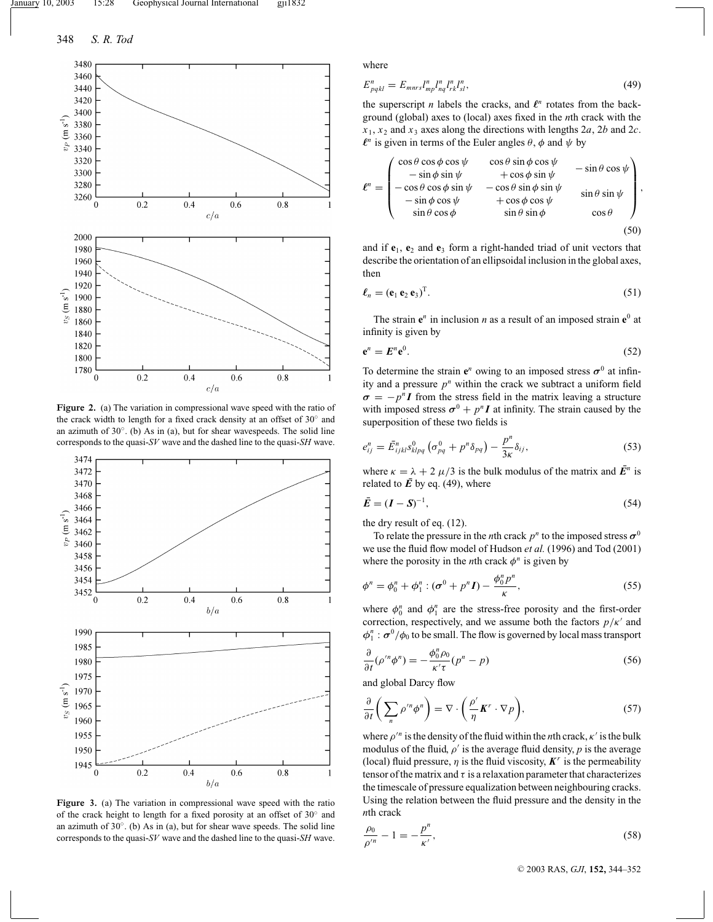Figure 2. (a) The variation in compressional wave speed with the ratio of the crack width to length for a fixed crack density at an offset of 30° and an azimuth of 30°. (b) As in (a), but for shear wavespeeds. The solid line corresponds to the quasi-*SV* wave and the dashed line to the quasi-*SH* wave.

Figure 3. (a) The variation in compressional wave speed with the ratio of the crack height to length for a fixed porosity at an offset of 30° and an azimuth of 30°. (b) As in (a), but for shear wave speeds. The solid line corresponds to the quasi-*SV* wave and the dashed line to the quasi-*SH* wave.

where

$$E^n_{pqkl} = E_{mnrs} l^n_{mp} l^n_{nq} l^n_{rk} l^n_{sl}, \tag{49}$$

the superscript $n$ labels the cracks, and $\boldsymbol{\ell}^n$ rotates from the background (global) axes to (local) axes fixed in the $n$th crack with the $x_1$, $x_2$ and $x_3$ axes along the directions with lengths $2a$, $2b$ and $2c$. $\boldsymbol{\ell}^n$ is given in terms of the Euler angles $\theta$, $\phi$ and $\psi$ by

$$\boldsymbol{\ell}^n = \begin{pmatrix} \cos\theta\cos\phi\cos\psi - \sin\phi\sin\psi & \cos\theta\sin\phi\cos\psi + \cos\phi\sin\psi & -\sin\theta\cos\psi \\ -\cos\theta\cos\phi\sin\psi - \sin\phi\cos\psi & -\cos\theta\sin\phi\sin\psi + \cos\phi\cos\psi & \sin\theta\sin\psi \\ \sin\theta\cos\phi & \sin\theta\sin\phi & \cos\theta \end{pmatrix}, \tag{50}$$

and if $\mathbf{e}_1$, $\mathbf{e}_2$ and $\mathbf{e}_3$ form a right-handed triad of unit vectors that describe the orientation of an ellipsoidal inclusion in the global axes, then

$$\boldsymbol{\ell}_n = (\mathbf{e}_1\, \mathbf{e}_2\, \mathbf{e}_3)^{\mathrm{T}}. \tag{51}$$

The strain $\mathbf{e}^n$ in inclusion $n$ as a result of an imposed strain $\mathbf{e}^0$ at infinity is given by

$$\mathbf{e}^n = \boldsymbol{E}^n \mathbf{e}^0. \tag{52}$$

To determine the strain $\mathbf{e}^n$ owing to an imposed stress $\boldsymbol{\sigma}^0$ at infinity and a pressure $p^n$ within the crack we subtract a uniform field $\boldsymbol{\sigma} = -p^n \boldsymbol{I}$ from the stress field in the matrix leaving a structure with imposed stress $\boldsymbol{\sigma}^0 + p^n \boldsymbol{I}$ at infinity. The strain caused by the superposition of these two fields is

$$e^n_{ij} = \bar{E}^n_{ijkl} s^0_{klpq} \left(\sigma^0_{pq} + p^n \delta_{pq}\right) - \frac{p^n}{3\kappa}\delta_{ij}, \tag{53}$$

where $\kappa = \lambda + 2\,\mu/3$ is the bulk modulus of the matrix and $\bar{\boldsymbol{E}}^n$ is related to $\bar{\boldsymbol{E}}$ by eq. (49), where

$$\bar{\boldsymbol{E}} = (\boldsymbol{I} - \boldsymbol{S})^{-1}, \tag{54}$$

the dry result of eq. (12).

To relate the pressure in the $n$th crack $p^n$ to the imposed stress $\boldsymbol{\sigma}^0$ we use the fluid flow model of Hudson *et al.* (1996) and Tod (2001) where the porosity in the $n$th crack $\phi^n$ is given by

$$\phi^n = \phi^n_0 + \phi^n_1 : (\boldsymbol{\sigma}^0 + p^n \boldsymbol{I}) - \frac{\phi^n_0 p^n}{\kappa}, \tag{55}$$

where $\phi^n_0$ and $\phi^n_1$ are the stress-free porosity and the first-order correction, respectively, and we assume both the factors $p/\kappa'$ and $\phi^n_1 : \boldsymbol{\sigma}^0/\phi_0$ to be small. The flow is governed by local mass transport

$$\frac{\partial}{\partial t}(\rho'^n \phi^n) = -\frac{\phi^n_0 \rho_0}{\kappa' \tau}(p^n - p) \tag{56}$$

and global Darcy flow

$$\frac{\partial}{\partial t}\left(\sum_n \rho'^n \phi^n\right) = \nabla \cdot \left(\frac{\rho'}{\eta}\boldsymbol{K}^r \cdot \nabla p\right), \tag{57}$$

where $\rho'^n$ is the density of the fluid within the $n$th crack, $\kappa'$ is the bulk modulus of the fluid, $\rho'$ is the average fluid density, $p$ is the average (local) fluid pressure, $\eta$ is the fluid viscosity, $\boldsymbol{K}^r$ is the permeability tensor of the matrix and $\tau$ is a relaxation parameter that characterizes the timescale of pressure equalization between neighbouring cracks. Using the relation between the fluid pressure and the density in the $n$th crack

$$\frac{\rho_0}{\rho'^n} - 1 = -\frac{p^n}{\kappa'}, \tag{58}$$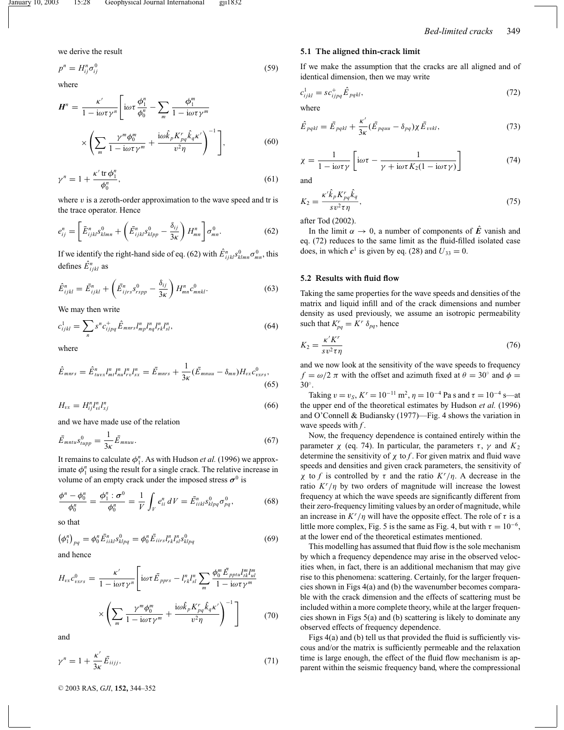we derive the result

$$p^n = H^n_{ij}\sigma^0_{ij} \tag{59}$$

where

$$\boldsymbol{H}^n = \frac{\kappa'}{1-\mathrm{i}\omega\tau\gamma^n}\left[\mathrm{i}\omega\tau\frac{\phi^n_1}{\phi^n_0} - \sum_m \frac{\phi^m_1}{1-\mathrm{i}\omega\tau\gamma^m}\times\left(\sum_m \frac{\gamma^m\phi^m_0}{1-\mathrm{i}\omega\tau\gamma^m} + \frac{\mathrm{i}\omega\hat{k}_p K^r_{pq}\hat{k}_q\kappa'}{v^2\eta}\right)^{-1}\right], \tag{60}$$

$$\gamma^n = 1 + \frac{\kappa' \operatorname{tr}\phi^n_1}{\phi^n_0}, \tag{61}$$

where $v$ is a zeroth-order approximation to the wave speed and tr is the trace operator. Hence

$$e^n_{ij} = \left[\bar{E}^n_{ijkl}s^0_{klmn} + \left(\bar{E}^n_{ijkl}s^0_{klpp} - \frac{\delta_{ij}}{3\kappa}\right)H^n_{mn}\right]\sigma^0_{mn}. \tag{62}$$

If we identify the right-hand side of eq. (62) with $\hat{E}^n_{ijkl}s^0_{klmn}\sigma^0_{mn}$, this defines $\hat{E}^n_{ijkl}$ as

$$\hat{E}^n_{ijkl} = \bar{E}^n_{ijkl} + \left(\bar{E}^n_{ijrs}s^0_{rspp} - \frac{\delta_{ij}}{3\kappa}\right)H^n_{mn}c^0_{mnkl}. \tag{63}$$

We may then write

$$c^1_{ijkl} = \sum_n s^n c^+_{ijpq}\hat{E}_{mnrs}l^n_{mp}l^n_{nq}l^n_{rk}l^n_{sl}, \tag{64}$$

where

$$\hat{E}_{mnrs} = \hat{E}^n_{tuvx}l^n_{mt}l^n_{nu}l^n_{rv}l^n_{sx} = \bar{E}_{mnrs} + \frac{1}{3\kappa}(\bar{E}_{mnuu} - \delta_{mn})H_{vx}c^0_{vxrs}, \tag{65}$$

$$H_{vx} = H^n_{ij}l^n_{vi}l^n_{xj} \tag{66}$$

and we have made use of the relation

$$\bar{E}_{mntu}s^0_{tupp} = \frac{1}{3\kappa}\bar{E}_{mnuu}. \tag{67}$$

It remains to calculate $\phi^n_1$. As with Hudson *et al.* (1996) we approximate $\phi^n_1$ using the result for a single crack. The relative increase in volume of an empty crack under the imposed stress $\boldsymbol{\sigma}^0$ is

$$\frac{\phi^n - \phi^n_0}{\phi^n_0} = \frac{\phi^n_1 : \boldsymbol{\sigma}^0}{\phi^n_0} = \frac{1}{V}\int_V e^n_{ii}\,dV = \bar{E}^n_{iikl}s^0_{klpq}\sigma^0_{pq}, \tag{68}$$

so that

$$\left(\phi^n_1\right)_{pq} = \phi^n_0\bar{E}^n_{iikl}s^0_{klpq} = \phi^n_0\bar{E}_{iirs}l^n_{rk}l^n_{sl}s^0_{klpq} \tag{69}$$

and hence

$$H_{vx}c^0_{vxrs} = \frac{\kappa'}{1-\mathrm{i}\omega\tau\gamma^n}\left[\mathrm{i}\omega\tau\bar{E}_{pprs} - l^n_{rk}l^n_{sl}\sum_m\frac{\phi^m_0\bar{E}_{pptu}l^m_{tk}l^m_{ul}}{1-\mathrm{i}\omega\tau\gamma^m}\times\left(\sum_m\frac{\gamma^m\phi^m_0}{1-\mathrm{i}\omega\tau\gamma^m} + \frac{\mathrm{i}\omega\hat{k}_pK^r_{pq}\hat{k}_q\kappa'}{v^2\eta}\right)^{-1}\right] \tag{70}$$

and

$$\gamma^n = 1 + \frac{\kappa'}{3\kappa}\bar{E}_{iijj}. \tag{71}$$

### 5.1 The aligned thin-crack limit

If we make the assumption that the cracks are all aligned and of identical dimension, then we may write

$$c^1_{ijkl} = sc^+_{ijpq}\hat{E}_{pqkl}, \tag{72}$$

where

$$\hat{E}_{pqkl} = \bar{E}_{pqkl} + \frac{\kappa'}{3\kappa}(\bar{E}_{pquu} - \delta_{pq})\chi\bar{E}_{vvkl}, \tag{73}$$

$$\chi = \frac{1}{1-\mathrm{i}\omega\tau\gamma}\left[\mathrm{i}\omega\tau - \frac{1}{\gamma + \mathrm{i}\omega\tau K_2(1-\mathrm{i}\omega\tau\gamma)}\right] \tag{74}$$

and

$$K_2 = \frac{\kappa'\hat{k}_pK^r_{pq}\hat{k}_q}{sv^2\tau\eta}, \tag{75}$$

after Tod (2002).

In the limit $\alpha \to 0$, a number of components of $\hat{\boldsymbol{E}}$ vanish and eq. (72) reduces to the same limit as the fluid-filled isolated case does, in which $\boldsymbol{c}^1$ is given by eq. (28) and $U_{33} = 0$.

### 5.2 Results with fluid flow

Taking the same properties for the wave speeds and densities of the matrix and liquid infill and of the crack dimensions and number density as used previously, we assume an isotropic permeability such that $K^r_{pq} = K^r\,\delta_{pq}$, hence

$$K_2 = \frac{\kappa' K^r}{sv^2\tau\eta} \tag{76}$$

and we now look at the sensitivity of the wave speeds to frequency $f = \omega/2\,\pi$ with the offset and azimuth fixed at $\theta = 30^\circ$ and $\phi = 30^\circ$.

Taking $v = v_S$, $K^r = 10^{-11}$ m$^2$, $\eta = 10^{-4}$ Pa s and $\tau = 10^{-4}$ s—at the upper end of the theoretical estimates by Hudson *et al.* (1996) and O'Connell & Budiansky (1977)—Fig. 4 shows the variation in wave speeds with $f$.

Now, the frequency dependence is contained entirely within the parameter $\chi$ (eq. 74). In particular, the parameters $\tau$, $\gamma$ and $K_2$ determine the sensitivity of $\chi$ to $f$. For given matrix and fluid wave speeds and densities and given crack parameters, the sensitivity of $\chi$ to $f$ is controlled by $\tau$ and the ratio $K^r/\eta$. A decrease in the ratio $K^r/\eta$ by two orders of magnitude will increase the lowest frequency at which the wave speeds are significantly different from their zero-frequency limiting values by an order of magnitude, while an increase in $K^r/\eta$ will have the opposite effect. The role of $\tau$ is a little more complex, Fig. 5 is the same as Fig. 4, but with $\tau = 10^{-6}$, at the lower end of the theoretical estimates mentioned.

This modelling has assumed that fluid flow is the sole mechanism by which a frequency dependence may arise in the observed velocities when, in fact, there is an additional mechanism that may give rise to this phenomena: scattering. Certainly, for the larger frequencies shown in Figs 4(a) and (b) the wavenumber becomes comparable with the crack dimension and the effects of scattering must be included within a more complete theory, while at the larger frequencies shown in Figs 5(a) and (b) scattering is likely to dominate any observed effects of frequency dependence.

Figs 4(a) and (b) tell us that provided the fluid is sufficiently viscous and/or the matrix is sufficiently permeable and the relaxation time is large enough, the effect of the fluid flow mechanism is apparent within the seismic frequency band, where the compressional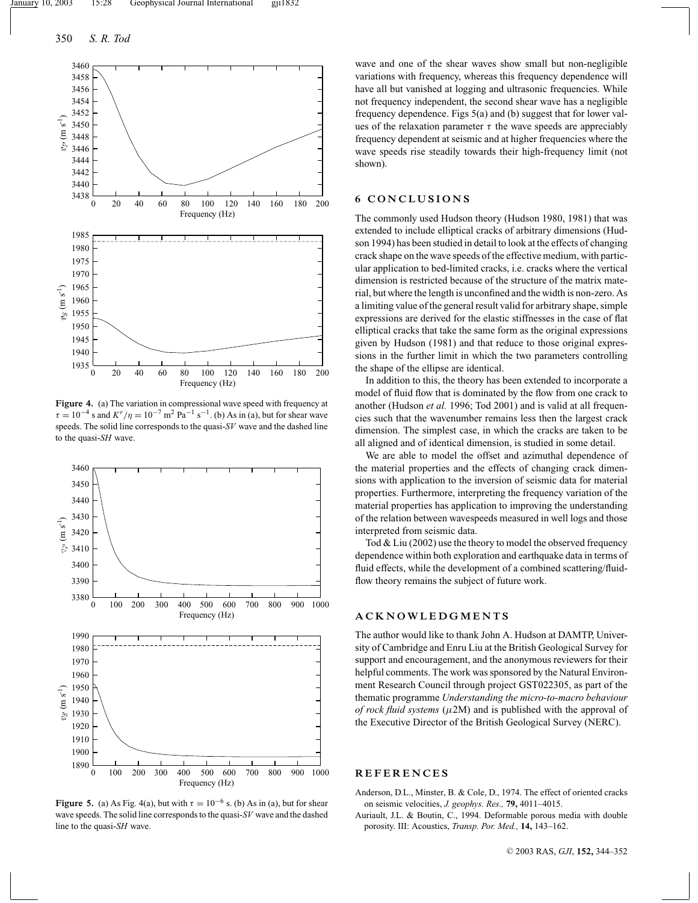**Figure 4.** (a) The variation in compressional wave speed with frequency at $\tau = 10^{-4}$ s and $K^r/\eta = 10^{-7}$ m$^2$ Pa$^{-1}$ s$^{-1}$. (b) As in (a), but for shear wave speeds. The solid line corresponds to the quasi-*SV* wave and the dashed line to the quasi-*SH* wave.

**Figure 5.** (a) As Fig. 4(a), but with $\tau = 10^{-6}$ s. (b) As in (a), but for shear wave speeds. The solid line corresponds to the quasi-*SV* wave and the dashed line to the quasi-*SH* wave.

wave and one of the shear waves show small but non-negligible variations with frequency, whereas this frequency dependence will have all but vanished at logging and ultrasonic frequencies. While not frequency independent, the second shear wave has a negligible frequency dependence. Figs 5(a) and (b) suggest that for lower values of the relaxation parameter $\tau$ the wave speeds are appreciably frequency dependent at seismic and at higher frequencies where the wave speeds rise steadily towards their high-frequency limit (not shown).

## 6 CONCLUSIONS

The commonly used Hudson theory (Hudson 1980, 1981) that was extended to include elliptical cracks of arbitrary dimensions (Hudson 1994) has been studied in detail to look at the effects of changing crack shape on the wave speeds of the effective medium, with particular application to bed-limited cracks, i.e. cracks where the vertical dimension is restricted because of the structure of the matrix material, but where the length is unconfined and the width is non-zero. As a limiting value of the general result valid for arbitrary shape, simple expressions are derived for the elastic stiffnesses in the case of flat elliptical cracks that take the same form as the original expressions given by Hudson (1981) and that reduce to those original expressions in the further limit in which the two parameters controlling the shape of the ellipse are identical.

In addition to this, the theory has been extended to incorporate a model of fluid flow that is dominated by the flow from one crack to another (Hudson *et al.* 1996; Tod 2001) and is valid at all frequencies such that the wavenumber remains less then the largest crack dimension. The simplest case, in which the cracks are taken to be all aligned and of identical dimension, is studied in some detail.

We are able to model the offset and azimuthal dependence of the material properties and the effects of changing crack dimensions with application to the inversion of seismic data for material properties. Furthermore, interpreting the frequency variation of the material properties has application to improving the understanding of the relation between wavespeeds measured in well logs and those interpreted from seismic data.

Tod & Liu (2002) use the theory to model the observed frequency dependence within both exploration and earthquake data in terms of fluid effects, while the development of a combined scattering/fluid-flow theory remains the subject of future work.

## ACKNOWLEDGMENTS

The author would like to thank John A. Hudson at DAMTP, University of Cambridge and Enru Liu at the British Geological Survey for support and encouragement, and the anonymous reviewers for their helpful comments. The work was sponsored by the Natural Environment Research Council through project GST022305, as part of the thematic programme *Understanding the micro-to-macro behaviour of rock fluid systems* ($\mu$2M) and is published with the approval of the Executive Director of the British Geological Survey (NERC).

## REFERENCES

Anderson, D.L., Minster, B. & Cole, D., 1974. The effect of oriented cracks on seismic velocities, *J. geophys. Res.,* **79,** 4011–4015.

Auriault, J.L. & Boutin, C., 1994. Deformable porous media with double porosity. III: Acoustics, *Transp. Por. Med.,* **14,** 143–162.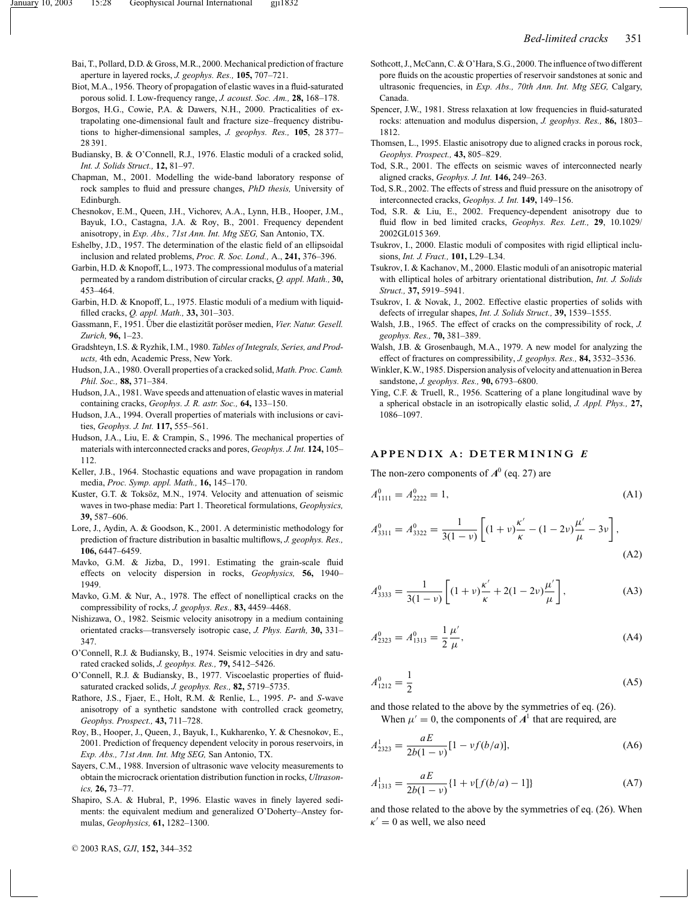Bai, T., Pollard, D.D. & Gross, M.R., 2000. Mechanical prediction of fracture aperture in layered rocks, *J. geophys. Res.,* **105,** 707–721.

Biot, M.A., 1956. Theory of propagation of elastic waves in a fluid-saturated porous solid. I. Low-frequency range, *J. acoust. Soc. Am.,* **28,** 168–178.

Borgos, H.G., Cowie, P.A. & Dawers, N.H., 2000. Practicalities of extrapolating one-dimensional fault and fracture size–frequency distributions to higher-dimensional samples, *J. geophys. Res.,* **105**, 28 377–28 391.

Budiansky, B. & O'Connell, R.J., 1976. Elastic moduli of a cracked solid, *Int. J. Solids Struct.,* **12,** 81–97.

Chapman, M., 2001. Modelling the wide-band laboratory response of rock samples to fluid and pressure changes, *PhD thesis,* University of Edinburgh.

Chesnokov, E.M., Queen, J.H., Vichorev, A.A., Lynn, H.B., Hooper, J.M., Bayuk, I.O., Castagna, J.A. & Roy, B., 2001. Frequency dependent anisotropy, in *Exp. Abs., 71st Ann. Int. Mtg SEG,* San Antonio, TX.

Eshelby, J.D., 1957. The determination of the elastic field of an ellipsoidal inclusion and related problems, *Proc. R. Soc. Lond.,* A., **241,** 376–396.

Garbin, H.D. & Knopoff, L., 1973. The compressional modulus of a material permeated by a random distribution of circular cracks, *Q. appl. Math.,* **30,** 453–464.

Garbin, H.D. & Knopoff, L., 1975. Elastic moduli of a medium with liquid-filled cracks, *Q. appl. Math.,* **33,** 301–303.

Gassmann, F., 1951. Über die elastizität poröser medien, *Vier. Natur. Gesell. Zurich,* **96,** 1–23.

Gradshteyn, I.S. & Ryzhik, I.M., 1980. *Tables of Integrals, Series, and Products,* 4th edn, Academic Press, New York.

Hudson, J.A., 1980. Overall properties of a cracked solid, *Math. Proc. Camb. Phil. Soc.,* **88,** 371–384.

Hudson, J.A., 1981. Wave speeds and attenuation of elastic waves in material containing cracks, *Geophys. J. R. astr. Soc.,* **64,** 133–150.

Hudson, J.A., 1994. Overall properties of materials with inclusions or cavities, *Geophys. J. Int.* **117,** 555–561.

Hudson, J.A., Liu, E. & Crampin, S., 1996. The mechanical properties of materials with interconnected cracks and pores, *Geophys. J. Int.* **124,** 105–112.

Keller, J.B., 1964. Stochastic equations and wave propagation in random media, *Proc. Symp. appl. Math.,* **16,** 145–170.

Kuster, G.T. & Toksöz, M.N., 1974. Velocity and attenuation of seismic waves in two-phase media: Part 1. Theoretical formulations, *Geophysics,* **39,** 587–606.

Lore, J., Aydin, A. & Goodson, K., 2001. A deterministic methodology for prediction of fracture distribution in basaltic multiflows, *J. geophys. Res.,* **106,** 6447–6459.

Mavko, G.M. & Jizba, D., 1991. Estimating the grain-scale fluid effects on velocity dispersion in rocks, *Geophysics,* **56,** 1940–1949.

Mavko, G.M. & Nur, A., 1978. The effect of nonelliptical cracks on the compressibility of rocks, *J. geophys. Res.,* **83,** 4459–4468.

Nishizawa, O., 1982. Seismic velocity anisotropy in a medium containing orientated cracks—transversely isotropic case, *J. Phys. Earth,* **30,** 331–347.

O'Connell, R.J. & Budiansky, B., 1974. Seismic velocities in dry and saturated cracked solids, *J. geophys. Res.,* **79,** 5412–5426.

O'Connell, R.J. & Budiansky, B., 1977. Viscoelastic properties of fluid-saturated cracked solids, *J. geophys. Res.,* **82,** 5719–5735.

Rathore, J.S., Fjaer, E., Holt, R.M. & Renlie, L., 1995. *P*- and *S*-wave anisotropy of a synthetic sandstone with controlled crack geometry, *Geophys. Prospect.,* **43,** 711–728.

Roy, B., Hooper, J., Queen, J., Bayuk, I., Kukharenko, Y. & Chesnokov, E., 2001. Prediction of frequency dependent velocity in porous reservoirs, in *Exp. Abs., 71st Ann. Int. Mtg SEG,* San Antonio, TX.

Sayers, C.M., 1988. Inversion of ultrasonic wave velocity measurements to obtain the microcrack orientation distribution function in rocks, *Ultrasonics,* **26,** 73–77.

Shapiro, S.A. & Hubral, P., 1996. Elastic waves in finely layered sediments: the equivalent medium and generalized O'Doherty–Anstey formulas, *Geophysics,* **61,** 1282–1300.

Sothcott, J., McCann, C. & O'Hara, S.G., 2000. The influence of two different pore fluids on the acoustic properties of reservoir sandstones at sonic and ultrasonic frequencies, in *Exp. Abs., 70th Ann. Int. Mtg SEG,* Calgary, Canada.

Spencer, J.W., 1981. Stress relaxation at low frequencies in fluid-saturated rocks: attenuation and modulus dispersion, *J. geophys. Res.,* **86,** 1803–1812.

Thomsen, L., 1995. Elastic anisotropy due to aligned cracks in porous rock, *Geophys. Prospect.,* **43,** 805–829.

Tod, S.R., 2001. The effects on seismic waves of interconnected nearly aligned cracks, *Geophys. J. Int.* **146,** 249–263.

Tod, S.R., 2002. The effects of stress and fluid pressure on the anisotropy of interconnected cracks, *Geophys. J. Int.* **149,** 149–156.

Tod, S.R. & Liu, E., 2002. Frequency-dependent anisotropy due to fluid flow in bed limited cracks, *Geophys. Res. Lett.,* **29**, 10.1029/2002GL015 369.

Tsukrov, I., 2000. Elastic moduli of composites with rigid elliptical inclusions, *Int. J. Fract.,* **101,** L29–L34.

Tsukrov, I. & Kachanov, M., 2000. Elastic moduli of an anisotropic material with elliptical holes of arbitrary orientational distribution, *Int. J. Solids Struct.,* **37,** 5919–5941.

Tsukrov, I. & Novak, J., 2002. Effective elastic properties of solids with defects of irregular shapes, *Int. J. Solids Struct.,* **39,** 1539–1555.

Walsh, J.B., 1965. The effect of cracks on the compressibility of rock, *J. geophys. Res.,* **70,** 381–389.

Walsh, J.B. & Grosenbaugh, M.A., 1979. A new model for analyzing the effect of fractures on compressibility, *J. geophys. Res.,* **84,** 3532–3536.

Winkler, K.W., 1985. Dispersion analysis of velocity and attenuation in Berea sandstone, *J. geophys. Res.,* **90,** 6793–6800.

Ying, C.F. & Truell, R., 1956. Scattering of a plane longitudinal wave by a spherical obstacle in an isotropically elastic solid, *J. Appl. Phys.,* **27,** 1086–1097.

## APPENDIX A: DETERMINING *E*

The non-zero components of $\boldsymbol{A}^0$ (eq. 27) are

$$A^0_{1111} = A^0_{2222} = 1, \tag{A1}$$

$$A^0_{3311} = A^0_{3322} = \frac{1}{3(1-\nu)}\left[(1+\nu)\frac{\kappa'}{\kappa} - (1-2\nu)\frac{\mu'}{\mu} - 3\nu\right], \tag{A2}$$

$$A^0_{3333} = \frac{1}{3(1-\nu)}\left[(1+\nu)\frac{\kappa'}{\kappa} + 2(1-2\nu)\frac{\mu'}{\mu}\right], \tag{A3}$$

$$A^0_{2323} = A^0_{1313} = \frac{1}{2}\frac{\mu'}{\mu}, \tag{A4}$$

$$A^0_{1212} = \frac{1}{2} \tag{A5}$$

and those related to the above by the symmetries of eq. (26).

When $\mu' = 0$, the components of $\boldsymbol{A}^1$ that are required, are

$$A^1_{2323} = \frac{aE}{2b(1-\nu)}[1 - \nu f(b/a)], \tag{A6}$$

$$A^1_{1313} = \frac{aE}{2b(1-\nu)}\{1 + \nu[f(b/a) - 1]\} \tag{A7}$$

and those related to the above by the symmetries of eq. (26). When $\kappa' = 0$ as well, we also need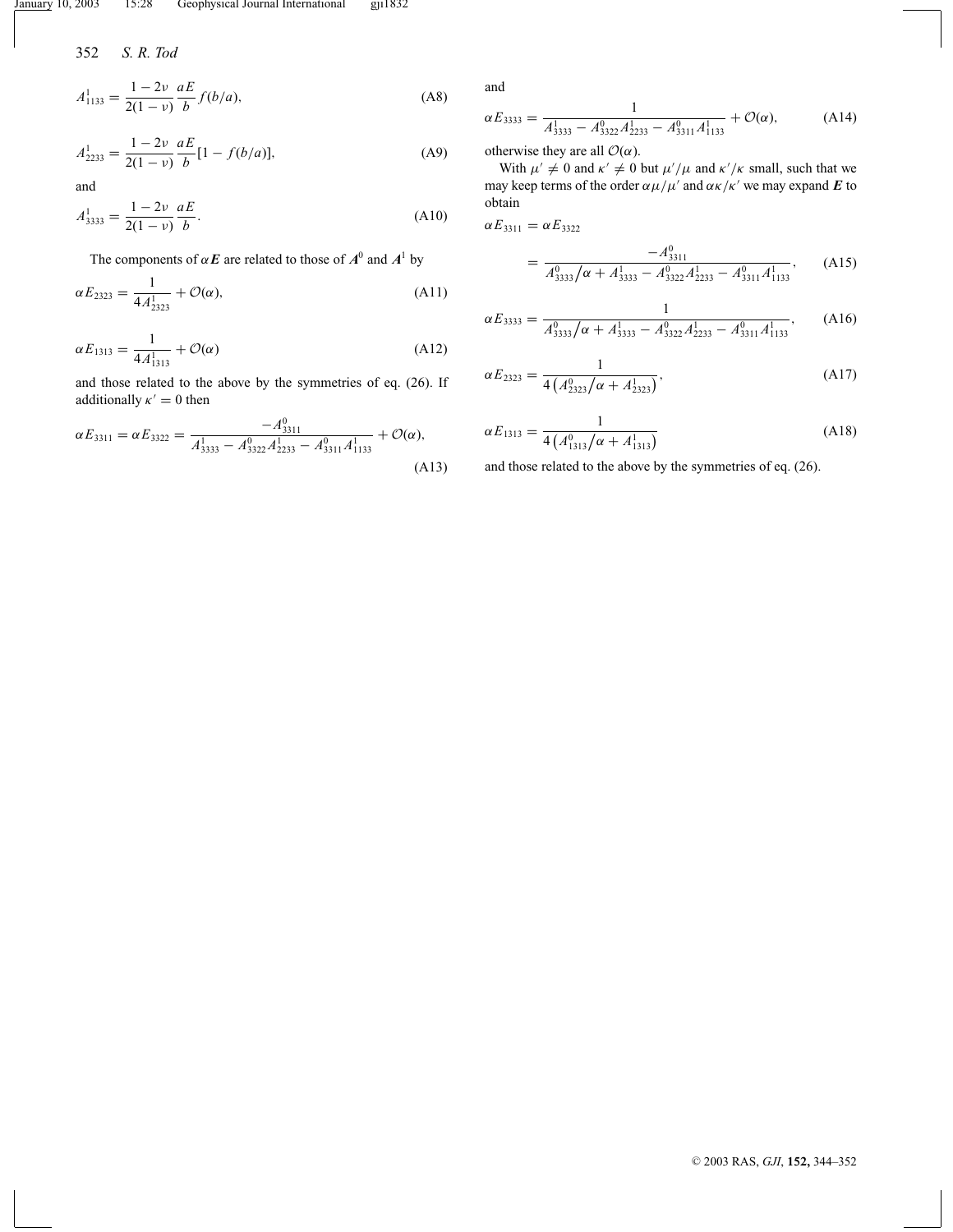$$A^1_{1133} = \frac{1-2\nu}{2(1-\nu)} \frac{aE}{b} f(b/a), \tag{A8}$$

$$A^1_{2233} = \frac{1-2\nu}{2(1-\nu)} \frac{aE}{b} [1 - f(b/a)], \tag{A9}$$

and

$$A^1_{3333} = \frac{1-2\nu}{2(1-\nu)} \frac{aE}{b}. \tag{A10}$$

The components of $\alpha \boldsymbol{E}$ are related to those of $\boldsymbol{A}^0$ and $\boldsymbol{A}^1$ by

$$\alpha E_{2323} = \frac{1}{4A^1_{2323}} + \mathcal{O}(\alpha), \tag{A11}$$

$$\alpha E_{1313} = \frac{1}{4A^1_{1313}} + \mathcal{O}(\alpha) \tag{A12}$$

and those related to the above by the symmetries of eq. (26). If additionally $\kappa' = 0$ then

$$\alpha E_{3311} = \alpha E_{3322} = \frac{-A^0_{3311}}{A^1_{3333} - A^0_{3322} A^1_{2233} - A^0_{3311} A^1_{1133}} + \mathcal{O}(\alpha), \tag{A13}$$

and

$$\alpha E_{3333} = \frac{1}{A^1_{3333} - A^0_{3322} A^1_{2233} - A^0_{3311} A^1_{1133}} + \mathcal{O}(\alpha), \tag{A14}$$

otherwise they are all $\mathcal{O}(\alpha)$.

With $\mu' \neq 0$ and $\kappa' \neq 0$ but $\mu'/\mu$ and $\kappa'/\kappa$ small, such that we may keep terms of the order $\alpha\mu/\mu'$ and $\alpha\kappa/\kappa'$ we may expand $\boldsymbol{E}$ to obtain

$$\alpha E_{3311} = \alpha E_{3322} = \frac{-A^0_{3311}}{A^0_{3333}/\alpha + A^1_{3333} - A^0_{3322} A^1_{2233} - A^0_{3311} A^1_{1133}}, \tag{A15}$$

$$\alpha E_{3333} = \frac{1}{A^0_{3333}/\alpha + A^1_{3333} - A^0_{3322} A^1_{2233} - A^0_{3311} A^1_{1133}}, \tag{A16}$$

$$\alpha E_{2323} = \frac{1}{4\left(A^0_{2323}/\alpha + A^1_{2323}\right)}, \tag{A17}$$

$$\alpha E_{1313} = \frac{1}{4\left(A^0_{1313}/\alpha + A^1_{1313}\right)} \tag{A18}$$

and those related to the above by the symmetries of eq. (26).